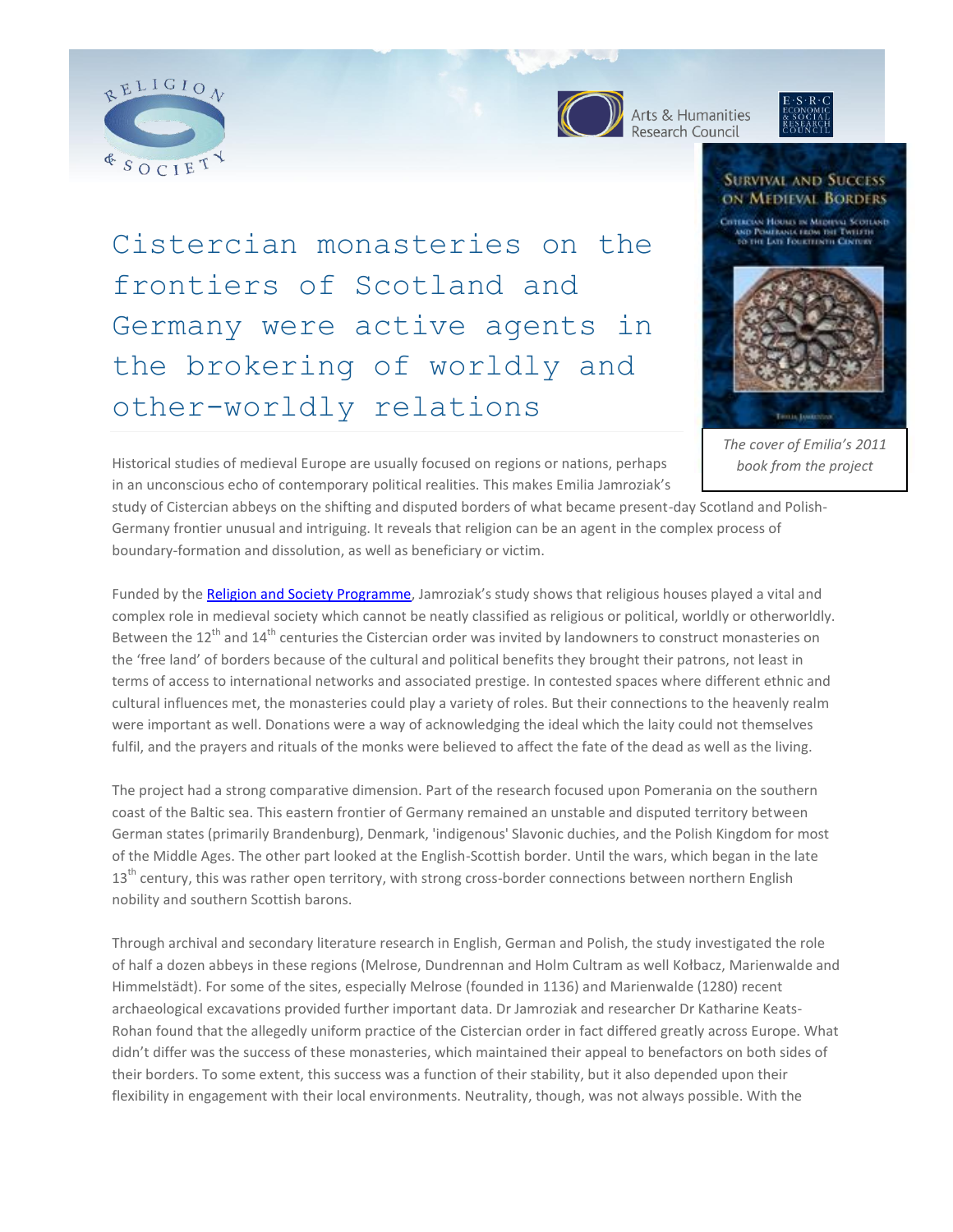# Cistercian monasteries on the frontiers of Scotland and Germany were active agents in the brokering of worldly and other-worldly relations

*The cover of Emilia's 2011 book from the project*

Historical studies of medieval Europe are usually focused on regions or nations, perhaps in an unconscious echo of contemporary political realities. This makes Emilia Jamroziak's study of Cistercian abbeys on the shifting and disputed borders of what became present-day Scotland and Polish-Germany frontier unusual and intriguing. It reveals that religion can be an agent in the complex process of boundary-formation and dissolution, as well as beneficiary or victim.

Funded by the Religion and Society Programme, Jamroziak's study shows that religious houses played a vital and complex role in medieval society which cannot be neatly classified as religious or political, worldly or otherworldly. Between the 12th and 14th centuries the Cistercian order was invited by landowners to construct monasteries on the 'free land' of borders because of the cultural and political benefits they brought their patrons, not least in terms of access to international networks and associated prestige. In contested spaces where different ethnic and cultural influences met, the monasteries could play a variety of roles. But their connections to the heavenly realm were important as well. Donations were a way of acknowledging the ideal which the laity could not themselves fulfil, and the prayers and rituals of the monks were believed to affect the fate of the dead as well as the living.

The project had a strong comparative dimension. Part of the research focused upon Pomerania on the southern coast of the Baltic sea. This eastern frontier of Germany remained an unstable and disputed territory between German states (primarily Brandenburg), Denmark, 'indigenous' Slavonic duchies, and the Polish Kingdom for most of the Middle Ages. The other part looked at the English-Scottish border. Until the wars, which began in the late 13th century, this was rather open territory, with strong cross-border connections between northern English nobility and southern Scottish barons.

Through archival and secondary literature research in English, German and Polish, the study investigated the role of half a dozen abbeys in these regions (Melrose, Dundrennan and Holm Cultram as well Kołbacz, Marienwalde and Himmelstädt). For some of the sites, especially Melrose (founded in 1136) and Marienwalde (1280) recent archaeological excavations provided further important data. Dr Jamroziak and researcher Dr Katharine Keats-Rohan found that the allegedly uniform practice of the Cistercian order in fact differed greatly across Europe. What didn't differ was the success of these monasteries, which maintained their appeal to benefactors on both sides of their borders. To some extent, this success was a function of their stability, but it also depended upon their flexibility in engagement with their local environments. Neutrality, though, was not always possible. With the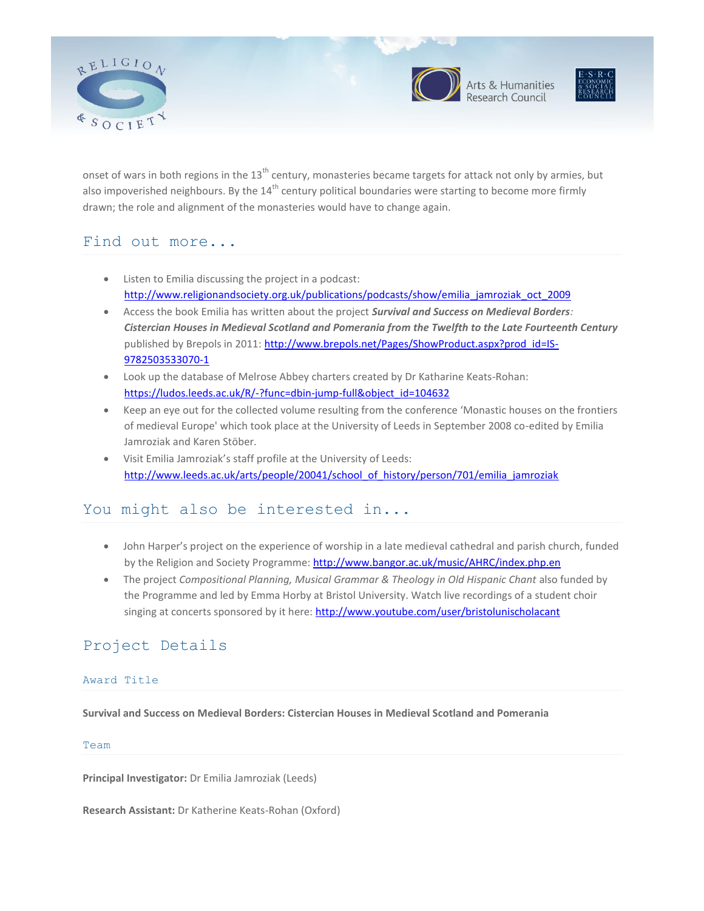onset of wars in both regions in the 13th century, monasteries became targets for attack not only by armies, but also impoverished neighbours. By the 14th century political boundaries were starting to become more firmly drawn; the role and alignment of the monasteries would have to change again.

## Find out more...

- Listen to Emilia discussing the project in a podcast: http://www.religionandsociety.org.uk/publications/podcasts/show/emilia_jamroziak_oct_2009
- Access the book Emilia has written about the project ***Survival and Success on Medieval Borders**: **Cistercian Houses in Medieval Scotland and Pomerania from the Twelfth to the Late Fourteenth Century*** published by Brepols in 2011: http://www.brepols.net/Pages/ShowProduct.aspx?prod_id=IS-9782503533070-1
- Look up the database of Melrose Abbey charters created by Dr Katharine Keats-Rohan: https://ludos.leeds.ac.uk/R/-?func=dbin-jump-full&object_id=104632
- Keep an eye out for the collected volume resulting from the conference 'Monastic houses on the frontiers of medieval Europe' which took place at the University of Leeds in September 2008 co-edited by Emilia Jamroziak and Karen Stöber.
- Visit Emilia Jamroziak's staff profile at the University of Leeds: http://www.leeds.ac.uk/arts/people/20041/school_of_history/person/701/emilia_jamroziak

## You might also be interested in...

- John Harper's project on the experience of worship in a late medieval cathedral and parish church, funded by the Religion and Society Programme: http://www.bangor.ac.uk/music/AHRC/index.php.en
- The project *Compositional Planning, Musical Grammar & Theology in Old Hispanic Chant* also funded by the Programme and led by Emma Horby at Bristol University. Watch live recordings of a student choir singing at concerts sponsored by it here: http://www.youtube.com/user/bristolunischolacant

## Project Details

### Award Title

**Survival and Success on Medieval Borders: Cistercian Houses in Medieval Scotland and Pomerania**

### Team

**Principal Investigator:** Dr Emilia Jamroziak (Leeds)

**Research Assistant:** Dr Katherine Keats-Rohan (Oxford)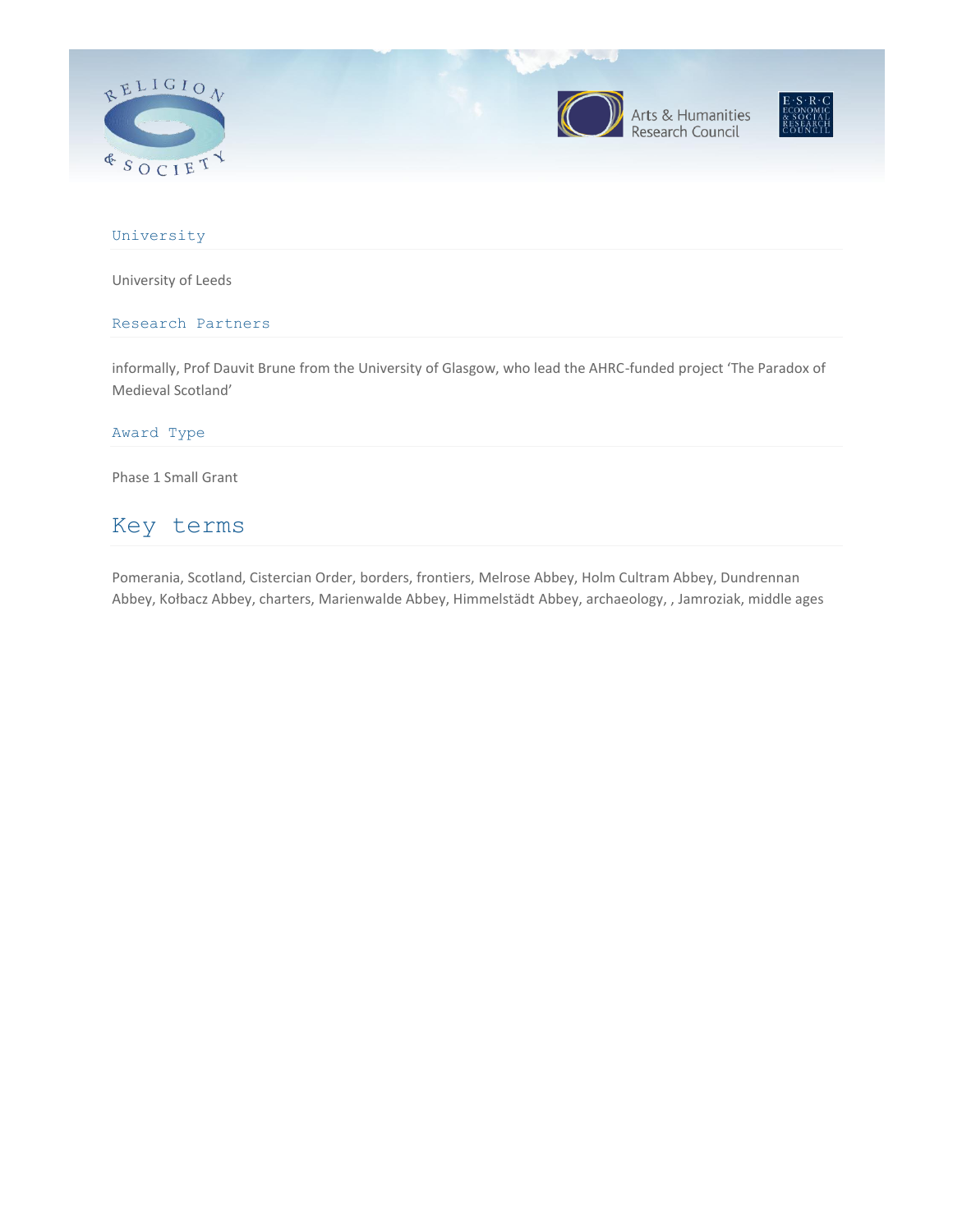### University

University of Leeds

### Research Partners

informally, Prof Dauvit Brune from the University of Glasgow, who lead the AHRC-funded project 'The Paradox of Medieval Scotland'

### Award Type

Phase 1 Small Grant

## Key terms

Pomerania, Scotland, Cistercian Order, borders, frontiers, Melrose Abbey, Holm Cultram Abbey, Dundrennan Abbey, Kołbacz Abbey, charters, Marienwalde Abbey, Himmelstädt Abbey, archaeology, , Jamroziak, middle ages